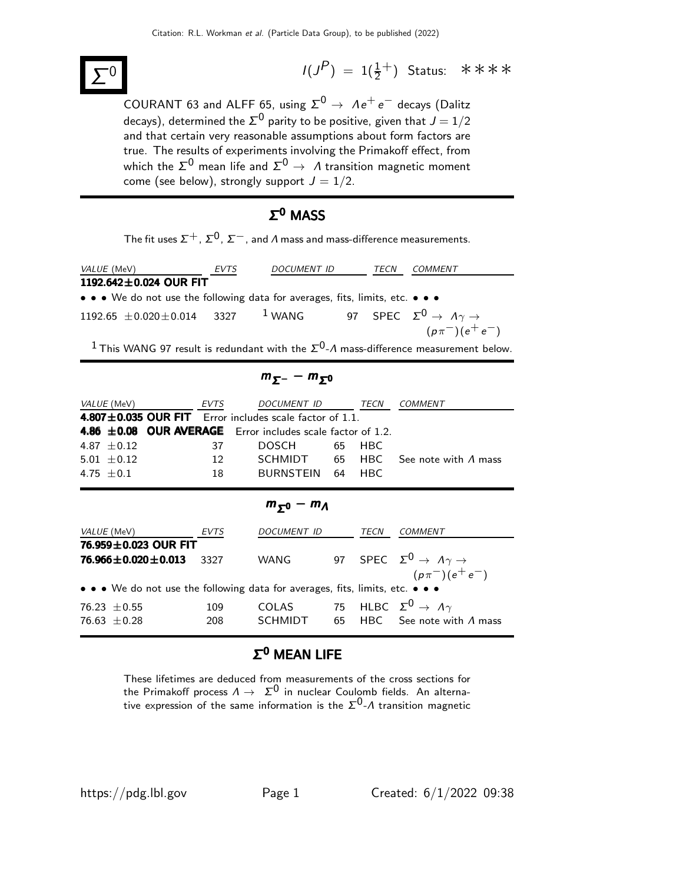# $\Sigma^0$

$I(J^P) = 1(\frac{1}{2}^+)$ Status: ∗∗∗∗

COURANT 63 and ALFF 65, using $\Sigma^0 \to \Lambda e^+ e^-$ decays (Dalitz decays), determined the $\Sigma^0$ parity to be positive, given that $J = 1/2$ and that certain very reasonable assumptions about form factors are true. The results of experiments involving the Primakoff effect, from which the $\Sigma^0$ mean life and $\Sigma^0 \to \Lambda$ transition magnetic moment come (see below), strongly support $J = 1/2$.

## $\Sigma^0$ MASS

The fit uses $\Sigma^+$, $\Sigma^0$, $\Sigma^-$, and $\Lambda$ mass and mass-difference measurements.

| *VALUE* (MeV) | *EVTS* | *DOCUMENT ID* | | *TECN* | *COMMENT* |
|---|---|---|---|---|---|
| **1192.642±0.024 OUR FIT** | | | | | |
| • • • We do not use the following data for averages, fits, limits, etc. • • • | | | | | |
| 1192.65 ±0.020±0.014 | 3327 | [1] WANG | 97 | SPEC | $\Sigma^0 \to \Lambda\gamma \to (p\pi^-)(e^+e^-)$ |

[1] This WANG 97 result is redundant with the $\Sigma^0$-$\Lambda$ mass-difference measurement below.

## $m_{\Sigma^-} - m_{\Sigma^0}$

| *VALUE* (MeV) | *EVTS* | *DOCUMENT ID* | | *TECN* | *COMMENT* |
|---|---|---|---|---|---|
| **4.807±0.035 OUR FIT** Error includes scale factor of 1.1. | | | | | |
| **4.86 ±0.08 OUR AVERAGE** Error includes scale factor of 1.2. | | | | | |
| 4.87 ±0.12 | 37 | DOSCH | 65 | HBC | |
| 5.01 ±0.12 | 12 | SCHMIDT | 65 | HBC | See note with $\Lambda$ mass |
| 4.75 ±0.1 | 18 | BURNSTEIN | 64 | HBC | |

## $m_{\Sigma^0} - m_{\Lambda}$

| *VALUE* (MeV) | *EVTS* | *DOCUMENT ID* | | *TECN* | *COMMENT* |
|---|---|---|---|---|---|
| **76.959±0.023 OUR FIT** | | | | | |
| **76.966±0.020±0.013** | 3327 | WANG | 97 | SPEC | $\Sigma^0 \to \Lambda\gamma \to (p\pi^-)(e^+e^-)$ |
| • • • We do not use the following data for averages, fits, limits, etc. • • • | | | | | |
| 76.23 ±0.55 | 109 | COLAS | 75 | HLBC | $\Sigma^0 \to \Lambda\gamma$ |
| 76.63 ±0.28 | 208 | SCHMIDT | 65 | HBC | See note with $\Lambda$ mass |

## $\Sigma^0$ MEAN LIFE

These lifetimes are deduced from measurements of the cross sections for the Primakoff process $\Lambda \to \Sigma^0$ in nuclear Coulomb fields. An alternative expression of the same information is the $\Sigma^0$-$\Lambda$ transition magnetic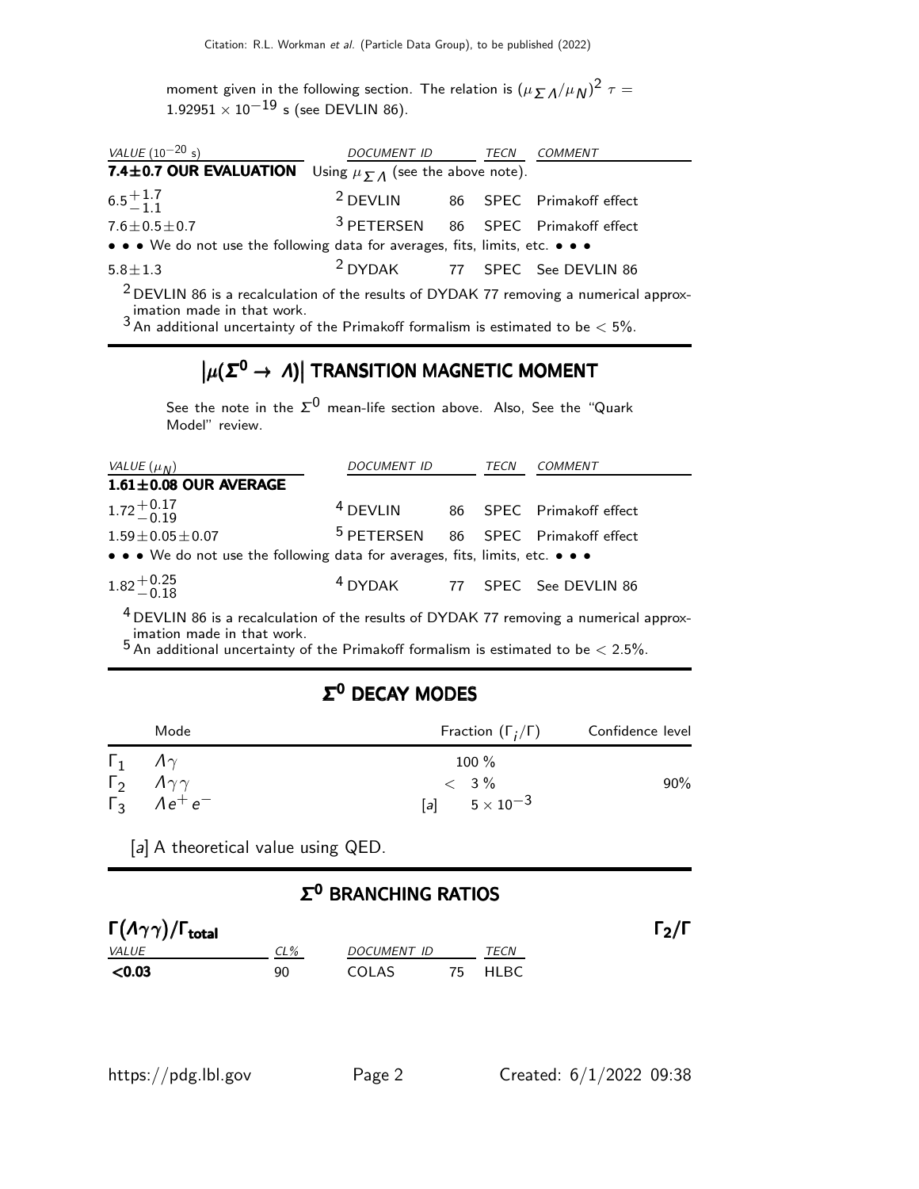moment given in the following section. The relation is $(\mu_{\Sigma\Lambda}/\mu_N)^2\ \tau = 1.92951 \times 10^{-19}$ s (see DEVLIN 86).

| *VALUE* ($10^{-20}$ s) | *DOCUMENT ID* | | *TECN* | *COMMENT* |
|---|---|---|---|---|
| **7.4±0.7 OUR EVALUATION** | Using $\mu_{\Sigma\Lambda}$ (see the above note). | | | |
| $6.5^{+1.7}_{-1.1}$ | [2] DEVLIN | 86 | SPEC | Primakoff effect |
| $7.6 \pm 0.5 \pm 0.7$ | [3] PETERSEN | 86 | SPEC | Primakoff effect |
| • • • We do not use the following data for averages, fits, limits, etc. • • • | | | | |
| $5.8 \pm 1.3$ | [2] DYDAK | 77 | SPEC | See DEVLIN 86 |

[2] DEVLIN 86 is a recalculation of the results of DYDAK 77 removing a numerical approximation made in that work.
[3] An additional uncertainty of the Primakoff formalism is estimated to be $< 5\%$.

## $|\mu(\Sigma^0 \to \Lambda)|$ TRANSITION MAGNETIC MOMENT

See the note in the $\Sigma^0$ mean-life section above. Also, See the "Quark Model" review.

| *VALUE* ($\mu_N$) | *DOCUMENT ID* | | *TECN* | *COMMENT* |
|---|---|---|---|---|
| **1.61±0.08 OUR AVERAGE** | | | | |
| $1.72^{+0.17}_{-0.19}$ | [4] DEVLIN | 86 | SPEC | Primakoff effect |
| $1.59 \pm 0.05 \pm 0.07$ | [5] PETERSEN | 86 | SPEC | Primakoff effect |
| • • • We do not use the following data for averages, fits, limits, etc. • • • | | | | |
| $1.82^{+0.25}_{-0.18}$ | [4] DYDAK | 77 | SPEC | See DEVLIN 86 |

[4] DEVLIN 86 is a recalculation of the results of DYDAK 77 removing a numerical approximation made in that work.
[5] An additional uncertainty of the Primakoff formalism is estimated to be $< 2.5\%$.

## $\Sigma^0$ DECAY MODES

| | Mode | Fraction ($\Gamma_i/\Gamma$) | Confidence level |
|---|---|---|---|
| $\Gamma_1$ | $\Lambda\gamma$ | 100 % | |
| $\Gamma_2$ | $\Lambda\gamma\gamma$ | $< 3\ \%$ | 90% |
| $\Gamma_3$ | $\Lambda e^+ e^-$ | [a] $5 \times 10^{-3}$ | |

[a] A theoretical value using QED.

## $\Sigma^0$ BRANCHING RATIOS

**$\Gamma(\Lambda\gamma\gamma)/\Gamma_{total}$** $\qquad\qquad \Gamma_2/\Gamma$

| *VALUE* | *CL%* | *DOCUMENT ID* | | *TECN* |
|---|---|---|---|---|
| **<0.03** | 90 | COLAS | 75 | HLBC |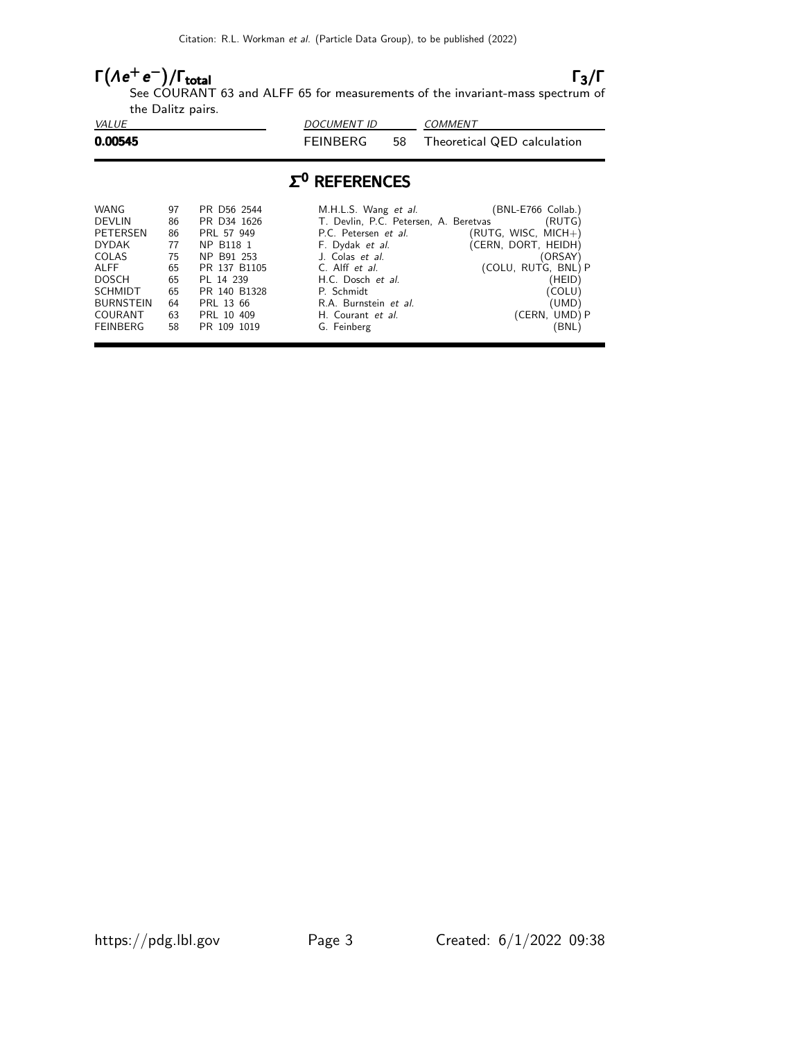### $\Gamma(\Lambda e^+ e^-)/\Gamma_{\text{total}}$ $\Gamma_3/\Gamma$

See COURANT 63 and ALFF 65 for measurements of the invariant-mass spectrum of the Dalitz pairs.

| *VALUE* | *DOCUMENT ID* | | *COMMENT* |
|---|---|---|---|
| **0.00545** | FEINBERG | 58 | Theoretical QED calculation |

## $\Sigma^0$ REFERENCES

| | | | | |
|---|---|---|---|---|
| WANG | 97 | PR D56 2544 | M.H.L.S. Wang *et al.* | (BNL-E766 Collab.) |
| DEVLIN | 86 | PR D34 1626 | T. Devlin, P.C. Petersen, A. Beretvas | (RUTG) |
| PETERSEN | 86 | PRL 57 949 | P.C. Petersen *et al.* | (RUTG, WISC, MICH+) |
| DYDAK | 77 | NP B118 1 | F. Dydak *et al.* | (CERN, DORT, HEIDH) |
| COLAS | 75 | NP B91 253 | J. Colas *et al.* | (ORSAY) |
| ALFF | 65 | PR 137 B1105 | C. Alff *et al.* | (COLU, RUTG, BNL) P |
| DOSCH | 65 | PL 14 239 | H.C. Dosch *et al.* | (HEID) |
| SCHMIDT | 65 | PR 140 B1328 | P. Schmidt | (COLU) |
| BURNSTEIN | 64 | PRL 13 66 | R.A. Burnstein *et al.* | (UMD) |
| COURANT | 63 | PRL 10 409 | H. Courant *et al.* | (CERN, UMD) P |
| FEINBERG | 58 | PR 109 1019 | G. Feinberg | (BNL) |